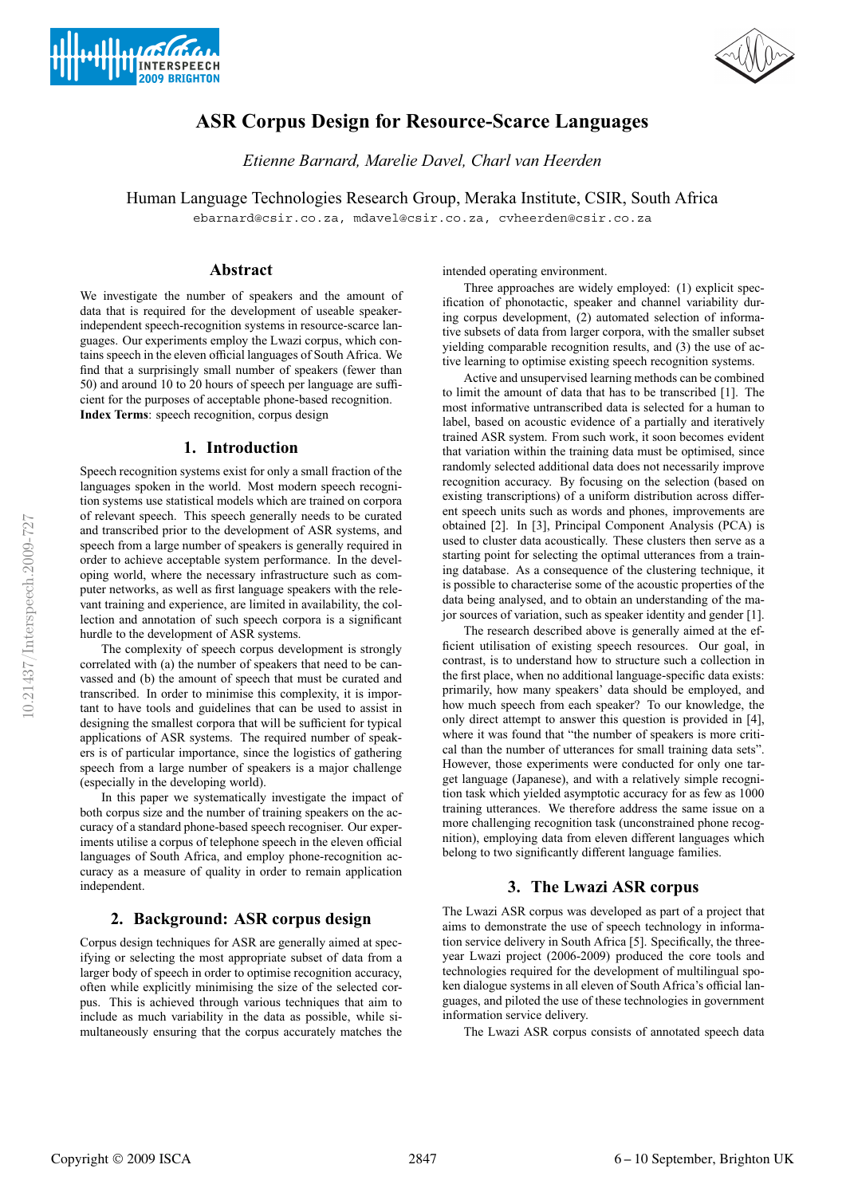# ASR Corpus Design for Resource-Scarce Languages

*Etienne Barnard, Marelie Davel, Charl van Heerden*

Human Language Technologies Research Group, Meraka Institute, CSIR, South Africa

ebarnard@csir.co.za, mdavel@csir.co.za, cvheerden@csir.co.za

## Abstract

We investigate the number of speakers and the amount of data that is required for the development of useable speaker-independent speech-recognition systems in resource-scarce languages. Our experiments employ the Lwazi ASR corpus, which contains speech in the eleven official languages of South Africa. We find that a surprisingly small number of speakers (fewer than 50) and around 10 to 20 hours of speech per language are sufficient for the purposes of acceptable phone-based recognition.

**Index Terms**: speech recognition, corpus design

## 1. Introduction

Speech recognition systems exist for only a small fraction of the languages spoken in the world. Most modern speech recognition systems use statistical models which are trained on corpora of relevant speech. This speech generally needs to be curated and transcribed prior to the development of ASR systems, and speech from a large number of speakers is generally required in order to achieve acceptable system performance. In the developing world, where the necessary infrastructure such as computer networks, as well as first language speakers with the relevant training and experience, are limited in availability, the collection and annotation of such speech corpora is a significant hurdle to the development of ASR systems.

The complexity of speech corpus development is strongly correlated with (a) the number of speakers that need to be canvassed and (b) the amount of speech that must be curated and transcribed. In order to minimise this complexity, it is important to have tools and guidelines that can be used to assist in designing the smallest corpora that will be sufficient for typical applications of ASR systems. The required number of speakers is of particular importance, since the logistics of gathering speech from a large number of speakers is a major challenge (especially in the developing world).

In this paper we systematically investigate the impact of both corpus size and the number of training speakers on the accuracy of a standard phone-based speech recogniser. Our experiments utilise a corpus of telephone speech in the eleven official languages of South Africa, and employ phone-recognition accuracy as a measure of quality in order to remain application independent.

## 2. Background: ASR corpus design

Corpus design techniques for ASR are generally aimed at specifying or selecting the most appropriate subset of data from a larger body of speech in order to optimise recognition accuracy, often while explicitly minimising the size of the selected corpus. This is achieved through various techniques that aim to include as much variability in the data as possible, while simultaneously ensuring that the corpus accurately matches the intended operating environment.

Three approaches are widely employed: (1) explicit specification of phonotactic, speaker and channel variability during corpus development, (2) automated selection of informative subsets of data from larger corpora, with the smaller subset yielding comparable recognition results, and (3) the use of active learning to optimise existing speech recognition systems.

Active and unsupervised learning methods can be combined to limit the amount of data that has to be transcribed [1]. The most informative untranscribed data is selected for a human to label, based on acoustic evidence of a partially and iteratively trained ASR system. From such work, it soon becomes evident that variation within the training data must be optimised, since randomly selected additional data does not necessarily improve recognition accuracy. By focusing on the selection (based on existing transcriptions) of a uniform distribution across different speech units such as words and phones, improvements are obtained [2]. In [3], Principal Component Analysis (PCA) is used to cluster data acoustically. These clusters then serve as a starting point for selecting the optimal utterances from a training database. As a consequence of the clustering technique, it is possible to characterise some of the acoustic properties of the data being analysed, and to obtain an understanding of the major sources of variation, such as speaker identity and gender [1].

The research described above is generally aimed at the efficient utilisation of existing speech resources. Our goal, in contrast, is to understand how to structure such a collection in the first place, when no additional language-specific data exists: primarily, how many speakers' data should be employed, and how much speech from each speaker? To our knowledge, the only direct attempt to answer this question is provided in [4], where it was found that "the number of speakers is more critical than the number of utterances for small training data sets". However, those experiments were conducted for only one target language (Japanese), and with a relatively simple recognition task which yielded asymptotic accuracy for as few as 1000 training utterances. We therefore address the same issue on a more challenging recognition task (unconstrained phone recognition), employing data from eleven different languages which belong to two significantly different language families.

## 3. The Lwazi ASR corpus

The Lwazi ASR corpus was developed as part of a project that aims to demonstrate the use of speech technology in information service delivery in South Africa [5]. Specifically, the three-year Lwazi project (2006-2009) produced the core tools and technologies required for the development of multilingual spoken dialogue systems in all eleven of South Africa's official languages, and piloted the use of these technologies in government information service delivery.

The Lwazi ASR corpus consists of annotated speech data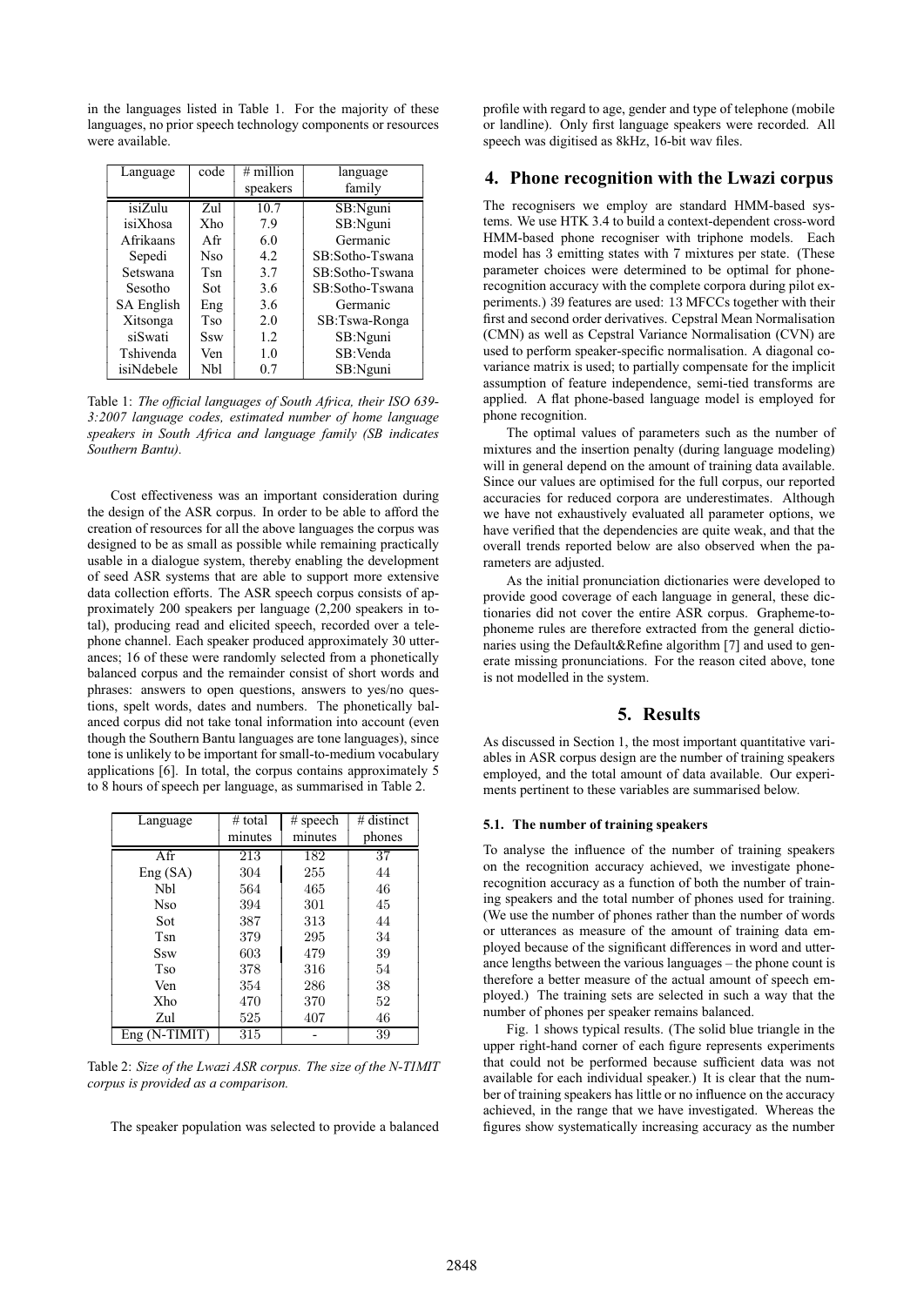in the languages listed in Table 1. For the majority of these languages, no prior speech technology components or resources were available.

| Language | code | # million speakers | language family |
|---|---|---|---|
| isiZulu | Zul | 10.7 | SB:Nguni |
| isiXhosa | Xho | 7.9 | SB:Nguni |
| Afrikaans | Afr | 6.0 | Germanic |
| Sepedi | Nso | 4.2 | SB:Sotho-Tswana |
| Setswana | Tsn | 3.7 | SB:Sotho-Tswana |
| Sesotho | Sot | 3.6 | SB:Sotho-Tswana |
| SA English | Eng | 3.6 | Germanic |
| Xitsonga | Tso | 2.0 | SB:Tswa-Ronga |
| siSwati | Ssw | 1.2 | SB:Nguni |
| Tshivenda | Ven | 1.0 | SB:Venda |
| isiNdebele | Nbl | 0.7 | SB:Nguni |

Table 1: *The official languages of South Africa, their ISO 639-3:2007 language codes, estimated number of home language speakers in South Africa and language family (SB indicates Southern Bantu).*

Cost effectiveness was an important consideration during the design of the ASR corpus. In order to be able to afford the creation of resources for all the above languages the corpus was designed to be as small as possible while remaining practically usable in a dialogue system, thereby enabling the development of seed ASR systems that are able to support more extensive data collection efforts. The ASR speech corpus consists of approximately 200 speakers per language (2,200 speakers in total), producing read and elicited speech, recorded over a telephone channel. Each speaker produced approximately 30 utterances; 16 of these were randomly selected from a phonetically balanced corpus and the remainder consist of short words and phrases: answers to open questions, answers to yes/no questions, spelt words, dates and numbers. The phonetically balanced corpus did not take tonal information into account (even though the Southern Bantu languages are tone languages), since tone is unlikely to be important for small-to-medium vocabulary applications [6]. In total, the corpus contains approximately 5 to 8 hours of speech per language, as summarised in Table 2.

| Language | # total minutes | # speech minutes | # distinct phones |
|---|---|---|---|
| Afr | 213 | 182 | 37 |
| Eng (SA) | 304 | 255 | 44 |
| Nbl | 564 | 465 | 46 |
| Nso | 394 | 301 | 45 |
| Sot | 387 | 313 | 44 |
| Tsn | 379 | 295 | 34 |
| Ssw | 603 | 479 | 39 |
| Tso | 378 | 316 | 54 |
| Ven | 354 | 286 | 38 |
| Xho | 470 | 370 | 52 |
| Zul | 525 | 407 | 46 |
| Eng (N-TIMIT) | 315 | - | 39 |

Table 2: *Size of the Lwazi ASR corpus. The size of the N-TIMIT corpus is provided as a comparison.*

The speaker population was selected to provide a balanced profile with regard to age, gender and type of telephone (mobile or landline). Only first language speakers were recorded. All speech was digitised as 8kHz, 16-bit wav files.

## 4. Phone recognition with the Lwazi corpus

The recognisers we employ are standard HMM-based systems. We use HTK 3.4 to build a context-dependent cross-word HMM-based phone recogniser with triphone models. Each model has 3 emitting states with 7 mixtures per state. (These parameter choices were determined to be optimal for phone-recognition accuracy with the complete corpora during pilot experiments.) 39 features are used: 13 MFCCs together with their first and second order derivatives. Cepstral Mean Normalisation (CMN) as well as Cepstral Variance Normalisation (CVN) are used to perform speaker-specific normalisation. A diagonal covariance matrix is used; to partially compensate for the implicit assumption of feature independence, semi-tied transforms are applied. A flat phone-based language model is employed for phone recognition.

The optimal values of parameters such as the number of mixtures and the insertion penalty (during language modeling) will in general depend on the amount of training data available. Since our values are optimised for the full corpus, our reported accuracies for reduced corpora are underestimates. Although we have not exhaustively evaluated all parameter options, we have verified that the dependencies are quite weak, and that the overall trends reported below are also observed when the parameters are adjusted.

As the initial pronunciation dictionaries were developed to provide good coverage of each language in general, these dictionaries did not cover the entire ASR corpus. Grapheme-to-phoneme rules are therefore extracted from the general dictionaries using the Default&Refine algorithm [7] and used to generate missing pronunciations. For the reason cited above, tone is not modelled in the system.

## 5. Results

As discussed in Section 1, the most important quantitative variables in ASR corpus design are the number of training speakers employed, and the total amount of data available. Our experiments pertinent to these variables are summarised below.

### 5.1. The number of training speakers

To analyse the influence of the number of training speakers on the recognition accuracy achieved, we investigate phone-recognition accuracy as a function of both the number of training speakers and the total number of phones used for training. (We use the number of phones rather than the number of words or utterances as measure of the amount of training data employed because of the significant differences in word and utterance lengths between the various languages – the phone count is therefore a better measure of the actual amount of speech employed.) The training sets are selected in such a way that the number of phones per speaker remains balanced.

Fig. 1 shows typical results. (The solid blue triangle in the upper right-hand corner of each figure represents experiments that could not be performed because sufficient data was not available for each individual speaker.) It is clear that the number of training speakers has little or no influence on the accuracy achieved, in the range that we have investigated. Whereas the figures show systematically increasing accuracy as the number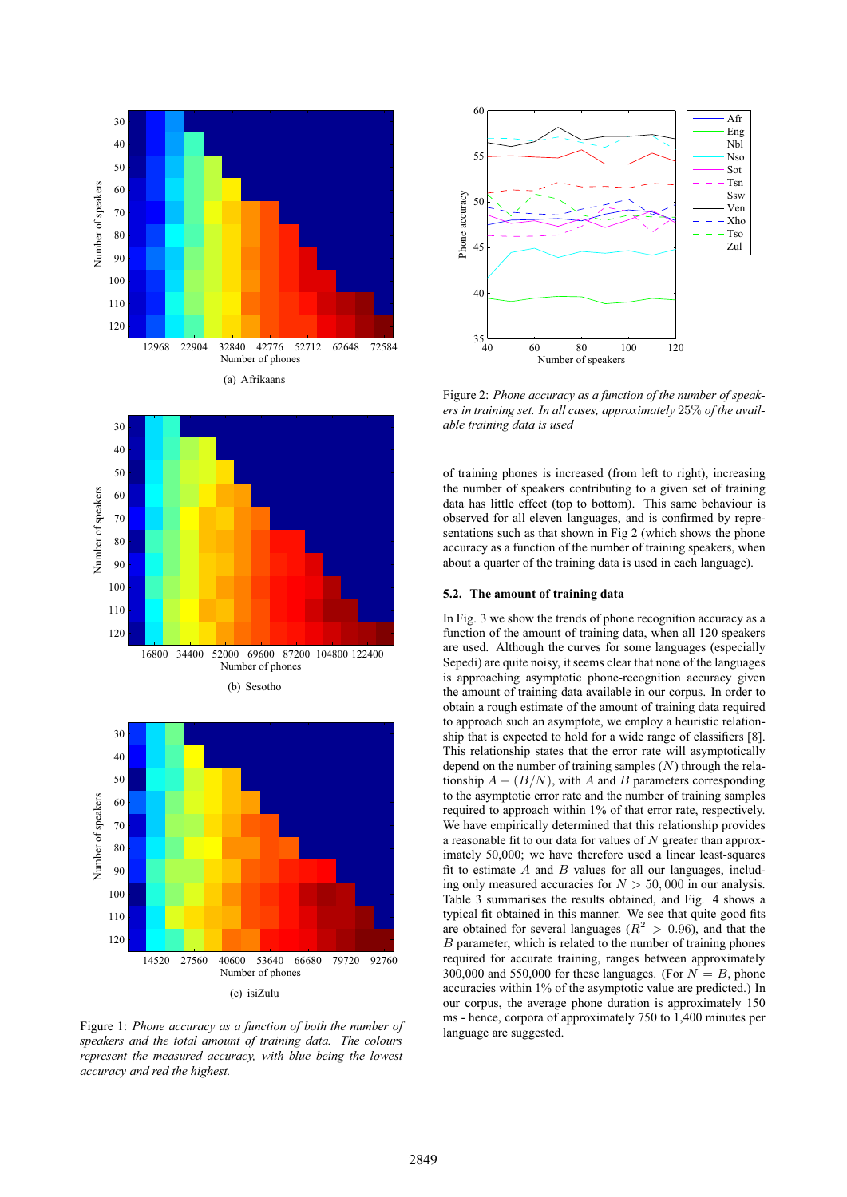(a) Afrikaans

(b) Sesotho

(c) isiZulu

Figure 1: *Phone accuracy as a function of both the number of speakers and the total amount of training data. The colours represent the measured accuracy, with blue being the lowest accuracy and red the highest.*

Figure 2: *Phone accuracy as a function of the number of speakers in training set. In all cases, approximately* 25% *of the available training data is used*

of training phones is increased (from left to right), increasing the number of speakers contributing to a given set of training data has little effect (top to bottom). This same behaviour is observed for all eleven languages, and is confirmed by representations such as that shown in Fig 2 (which shows the phone accuracy as a function of the number of training speakers, when about a quarter of the training data is used in each language).

### 5.2. The amount of training data

In Fig. 3 we show the trends of phone recognition accuracy as a function of the amount of training data, when all 120 speakers are used. Although the curves for some languages (especially Sepedi) are quite noisy, it seems clear that none of the languages is approaching asymptotic phone-recognition accuracy given the amount of training data available in our corpus. In order to obtain a rough estimate of the amount of training data required to approach such an asymptote, we employ a heuristic relationship that is expected to hold for a wide range of classifiers [8]. This relationship states that the error rate will asymptotically depend on the number of training samples ($N$) through the relationship $A - (B/N)$, with $A$ and $B$ parameters corresponding to the asymptotic error rate and the number of training samples required to approach within 1% of that error rate, respectively. We have empirically determined that this relationship provides a reasonable fit to our data for values of $N$ greater than approximately 50,000; we have therefore used a linear least-squares fit to estimate $A$ and $B$ values for all our languages, including only measured accuracies for $N > 50,000$ in our analysis. Table 3 summarises the results obtained, and Fig. 4 shows a typical fit obtained in this manner. We see that quite good fits are obtained for several languages ($R^2 > 0.96$), and that the $B$ parameter, which is related to the number of training phones required for accurate training, ranges between approximately 300,000 and 550,000 for these languages. (For $N = B$, phone accuracies within 1% of the asymptotic value are predicted.) In our corpus, the average phone duration is approximately 150 ms - hence, corpora of approximately 750 to 1,400 minutes per language are suggested.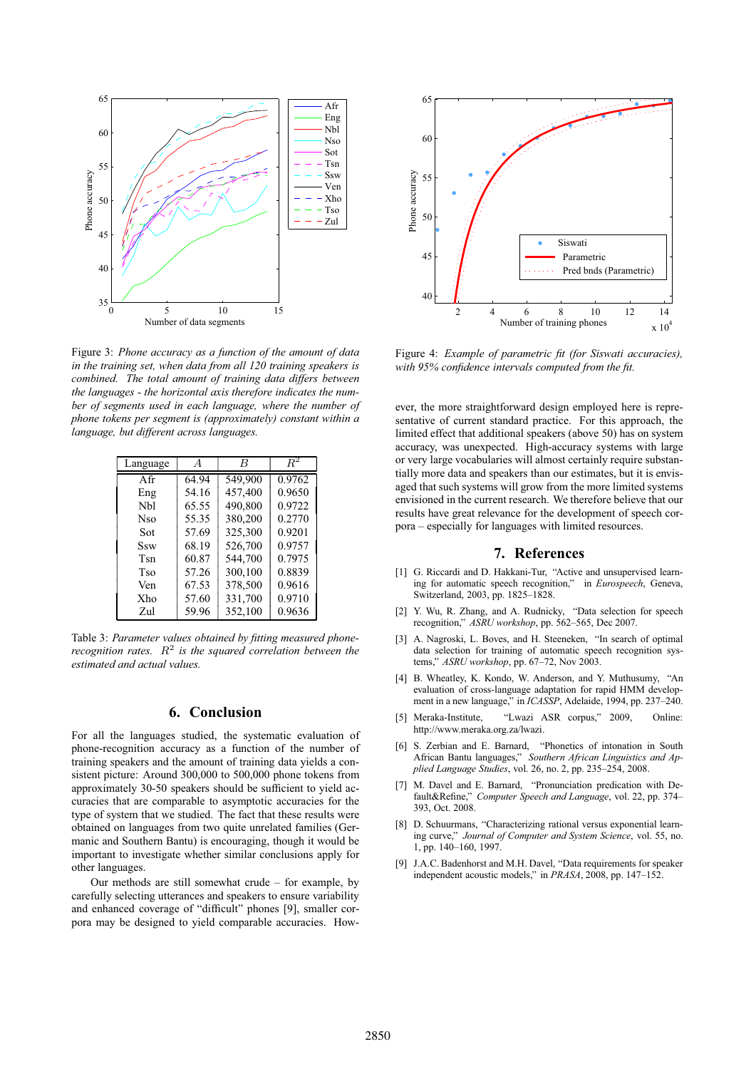65
60
55
50
45
40
35
0
5
10
15
Phone accuracy
Number of data segments
Afr
Eng
Nbl
Nso
Sot
Tsn
Ssw
Ven
Xho
Tso
Zul

Figure 3: *Phone accuracy as a function of the amount of data in the training set, when data from all 120 training speakers is combined. The total amount of training data differs between the languages - the horizontal axis therefore indicates the number of segments used in each language, where the number of phone tokens per segment is (approximately) constant within a language, but different across languages.*

| Language | $A$ | $B$ | $R^2$ |
|---|---|---|---|
| Afr | 64.94 | 549,900 | 0.9762 |
| Eng | 54.16 | 457,400 | 0.9650 |
| Nbl | 65.55 | 490,800 | 0.9722 |
| Nso | 55.35 | 380,200 | 0.2770 |
| Sot | 57.69 | 325,300 | 0.9201 |
| Ssw | 68.19 | 526,700 | 0.9757 |
| Tsn | 60.87 | 544,700 | 0.7975 |
| Tso | 57.26 | 300,100 | 0.8839 |
| Ven | 67.53 | 378,500 | 0.9616 |
| Xho | 57.60 | 331,700 | 0.9710 |
| Zul | 59.96 | 352,100 | 0.9636 |

Table 3: *Parameter values obtained by fitting measured phone-recognition rates. $R^2$ is the squared correlation between the estimated and actual values.*

## 6. Conclusion

For all the languages studied, the systematic evaluation of phone-recognition accuracy as a function of the number of training speakers and the amount of training data yields a consistent picture: Around 300,000 to 500,000 phone tokens from approximately 30-50 speakers should be sufficient to yield accuracies that are comparable to asymptotic accuracies for the type of system that we studied. The fact that these results were obtained on languages from two quite unrelated families (Germanic and Southern Bantu) is encouraging, though it would be important to investigate whether similar conclusions apply for other languages.

Our methods are still somewhat crude – for example, by carefully selecting utterances and speakers to ensure variability and enhanced coverage of "difficult" phones [9], smaller corpora may be designed to yield comparable accuracies. However, the more straightforward design employed here is representative of current standard practice. For this approach, the limited effect that additional speakers (above 50) has on system accuracy, was unexpected. High-accuracy systems with large or very large vocabularies will almost certainly require substantially more data and speakers than our estimates, but it is envisaged that such systems will grow from the more limited systems envisioned in the current research. We therefore believe that our results have great relevance for the development of speech corpora – especially for languages with limited resources.

65
60
55
50
45
40
2
4
6
8
10
12
14
x 10^4
Phone accuracy
Number of training phones
Siswati
Parametric
Pred bnds (Parametric)

Figure 4: *Example of parametric fit (for Siswati accuracies), with 95% confidence intervals computed from the fit.*

## 7. References

[1] G. Riccardi and D. Hakkani-Tur, "Active and unsupervised learning for automatic speech recognition," in *Eurospeech*, Geneva, Switzerland, 2003, pp. 1825–1828.

[2] Y. Wu, R. Zhang, and A. Rudnicky, "Data selection for speech recognition," *ASRU workshop*, pp. 562–565, Dec 2007.

[3] A. Nagroski, L. Boves, and H. Steeneken, "In search of optimal data selection for training of automatic speech recognition systems," *ASRU workshop*, pp. 67–72, Nov 2003.

[4] B. Wheatley, K. Kondo, W. Anderson, and Y. Muthusumy, "An evaluation of cross-language adaptation for rapid HMM development in a new language," in *ICASSP*, Adelaide, 1994, pp. 237–240.

[5] Meraka-Institute, "Lwazi ASR corpus," 2009, Online: http://www.meraka.org.za/lwazi.

[6] S. Zerbian and E. Barnard, "Phonetics of intonation in South African Bantu languages," *Southern African Linguistics and Applied Language Studies*, vol. 26, no. 2, pp. 235–254, 2008.

[7] M. Davel and E. Barnard, "Pronunciation predication with Default&Refine," *Computer Speech and Language*, vol. 22, pp. 374–393, Oct. 2008.

[8] D. Schuurmans, "Characterizing rational versus exponential learning curve," *Journal of Computer and System Science*, vol. 55, no. 1, pp. 140–160, 1997.

[9] J.A.C. Badenhorst and M.H. Davel, "Data requirements for speaker independent acoustic models," in *PRASA*, 2008, pp. 147–152.